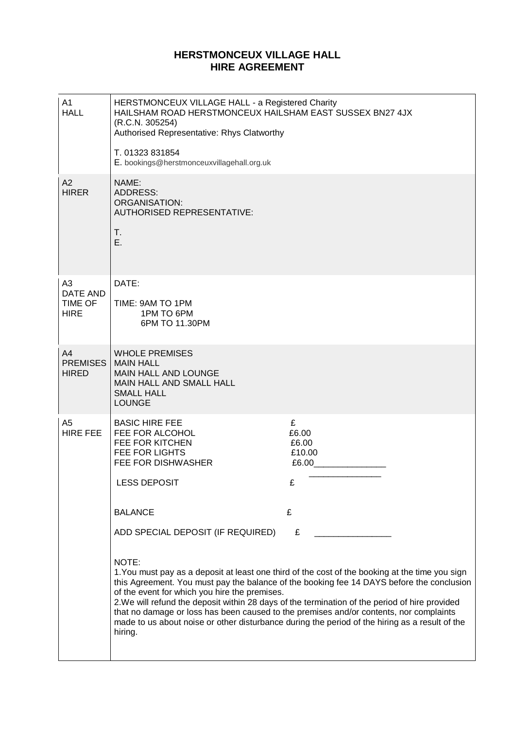# HERSTMONCEUX VILLAGE HALL
# HIRE AGREEMENT

| | |
|---|---|
| A1 HALL | HERSTMONCEUX VILLAGE HALL - a Registered Charity<br>HAILSHAM ROAD HERSTMONCEUX HAILSHAM EAST SUSSEX BN27 4JX<br>(R.C.N. 305254)<br>Authorised Representative: Rhys Clatworthy<br><br>T. 01323 831854<br>E. bookings@herstmonceuxvillagehall.org.uk |
| A2 HIRER | NAME:<br>ADDRESS:<br>ORGANISATION:<br>AUTHORISED REPRESENTATIVE:<br><br>T.<br>E. |
| A3 DATE AND TIME OF HIRE | DATE:<br><br>TIME: 9AM TO 1PM<br>1PM TO 6PM<br>6PM TO 11.30PM |
| A4 PREMISES HIRED | WHOLE PREMISES<br>MAIN HALL<br>MAIN HALL AND LOUNGE<br>MAIN HALL AND SMALL HALL<br>SMALL HALL<br>LOUNGE |
| A5 HIRE FEE | BASIC HIRE FEE £<br>FEE FOR ALCOHOL £6.00<br>FEE FOR KITCHEN £6.00<br>FEE FOR LIGHTS £10.00<br>FEE FOR DISHWASHER £6.00_______________<br>_______________<br>LESS DEPOSIT £<br><br>BALANCE £<br><br>ADD SPECIAL DEPOSIT (IF REQUIRED) £ ________________<br><br>NOTE:<br>1.You must pay as a deposit at least one third of the cost of the booking at the time you sign this Agreement. You must pay the balance of the booking fee 14 DAYS before the conclusion of the event for which you hire the premises.<br>2.We will refund the deposit within 28 days of the termination of the period of hire provided that no damage or loss has been caused to the premises and/or contents, nor complaints made to us about noise or other disturbance during the period of the hiring as a result of the hiring. |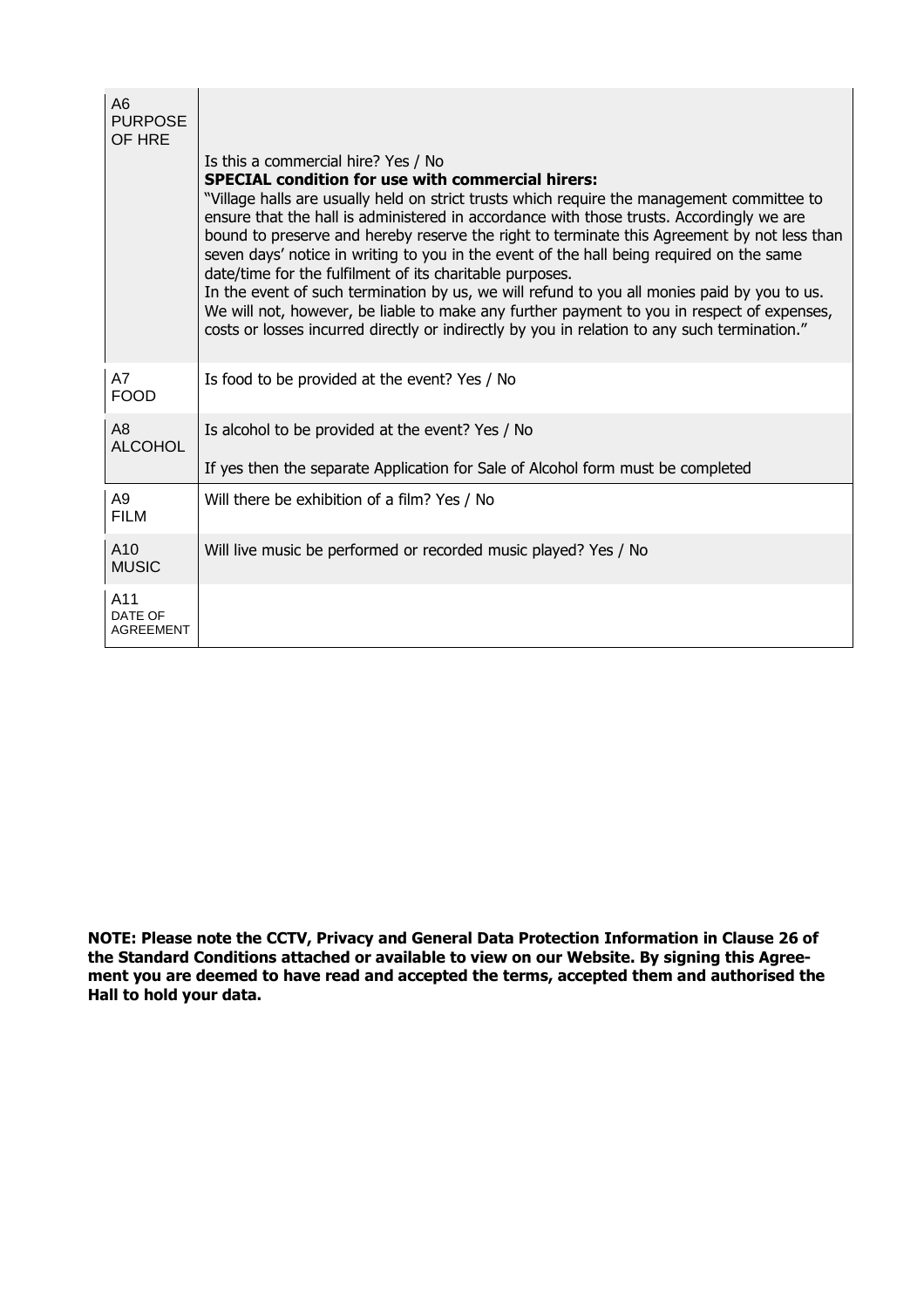| A6 PURPOSE OF HRE | Is this a commercial hire? Yes / No<br>**SPECIAL condition for use with commercial hirers:**<br>"Village halls are usually held on strict trusts which require the management committee to ensure that the hall is administered in accordance with those trusts. Accordingly we are bound to preserve and hereby reserve the right to terminate this Agreement by not less than seven days' notice in writing to you in the event of the hall being required on the same date/time for the fulfilment of its charitable purposes.<br>In the event of such termination by us, we will refund to you all monies paid by you to us. We will not, however, be liable to make any further payment to you in respect of expenses, costs or losses incurred directly or indirectly by you in relation to any such termination." |
|---|---|
| A7 FOOD | Is food to be provided at the event? Yes / No |
| A8 ALCOHOL | Is alcohol to be provided at the event? Yes / No<br><br>If yes then the separate Application for Sale of Alcohol form must be completed |
| A9 FILM | Will there be exhibition of a film? Yes / No |
| A10 MUSIC | Will live music be performed or recorded music played? Yes / No |
| A11 DATE OF AGREEMENT | |

**NOTE: Please note the CCTV, Privacy and General Data Protection Information in Clause 26 of the Standard Conditions attached or available to view on our Website. By signing this Agreement you are deemed to have read and accepted the terms, accepted them and authorised the Hall to hold your data.**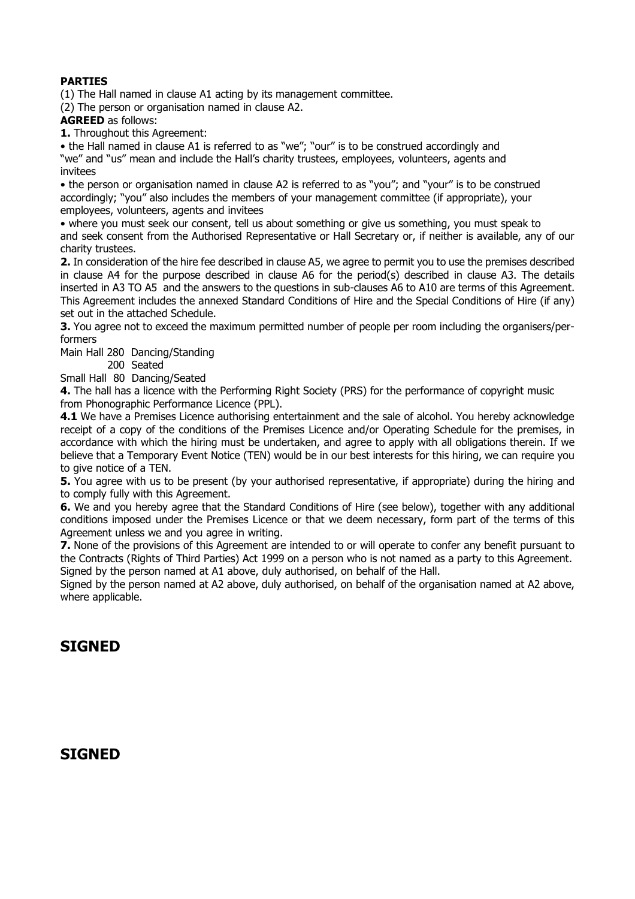**PARTIES**

(1) The Hall named in clause A1 acting by its management committee.

(2) The person or organisation named in clause A2.

**AGREED** as follows:

**1.** Throughout this Agreement:

• the Hall named in clause A1 is referred to as "we"; "our" is to be construed accordingly and "we" and "us" mean and include the Hall's charity trustees, employees, volunteers, agents and invitees

• the person or organisation named in clause A2 is referred to as "you"; and "your" is to be construed accordingly; "you" also includes the members of your management committee (if appropriate), your employees, volunteers, agents and invitees

• where you must seek our consent, tell us about something or give us something, you must speak to and seek consent from the Authorised Representative or Hall Secretary or, if neither is available, any of our charity trustees.

**2.** In consideration of the hire fee described in clause A5, we agree to permit you to use the premises described in clause A4 for the purpose described in clause A6 for the period(s) described in clause A3. The details inserted in A3 TO A5 and the answers to the questions in sub-clauses A6 to A10 are terms of this Agreement. This Agreement includes the annexed Standard Conditions of Hire and the Special Conditions of Hire (if any) set out in the attached Schedule.

**3.** You agree not to exceed the maximum permitted number of people per room including the organisers/performers

Main Hall 280 Dancing/Standing
200 Seated

Small Hall 80 Dancing/Seated

**4.** The hall has a licence with the Performing Right Society (PRS) for the performance of copyright music from Phonographic Performance Licence (PPL).

**4.1** We have a Premises Licence authorising entertainment and the sale of alcohol. You hereby acknowledge receipt of a copy of the conditions of the Premises Licence and/or Operating Schedule for the premises, in accordance with which the hiring must be undertaken, and agree to apply with all obligations therein. If we believe that a Temporary Event Notice (TEN) would be in our best interests for this hiring, we can require you to give notice of a TEN.

**5.** You agree with us to be present (by your authorised representative, if appropriate) during the hiring and to comply fully with this Agreement.

**6.** We and you hereby agree that the Standard Conditions of Hire (see below), together with any additional conditions imposed under the Premises Licence or that we deem necessary, form part of the terms of this Agreement unless we and you agree in writing.

**7.** None of the provisions of this Agreement are intended to or will operate to confer any benefit pursuant to the Contracts (Rights of Third Parties) Act 1999 on a person who is not named as a party to this Agreement.

Signed by the person named at A1 above, duly authorised, on behalf of the Hall.

Signed by the person named at A2 above, duly authorised, on behalf of the organisation named at A2 above, where applicable.

## SIGNED

## SIGNED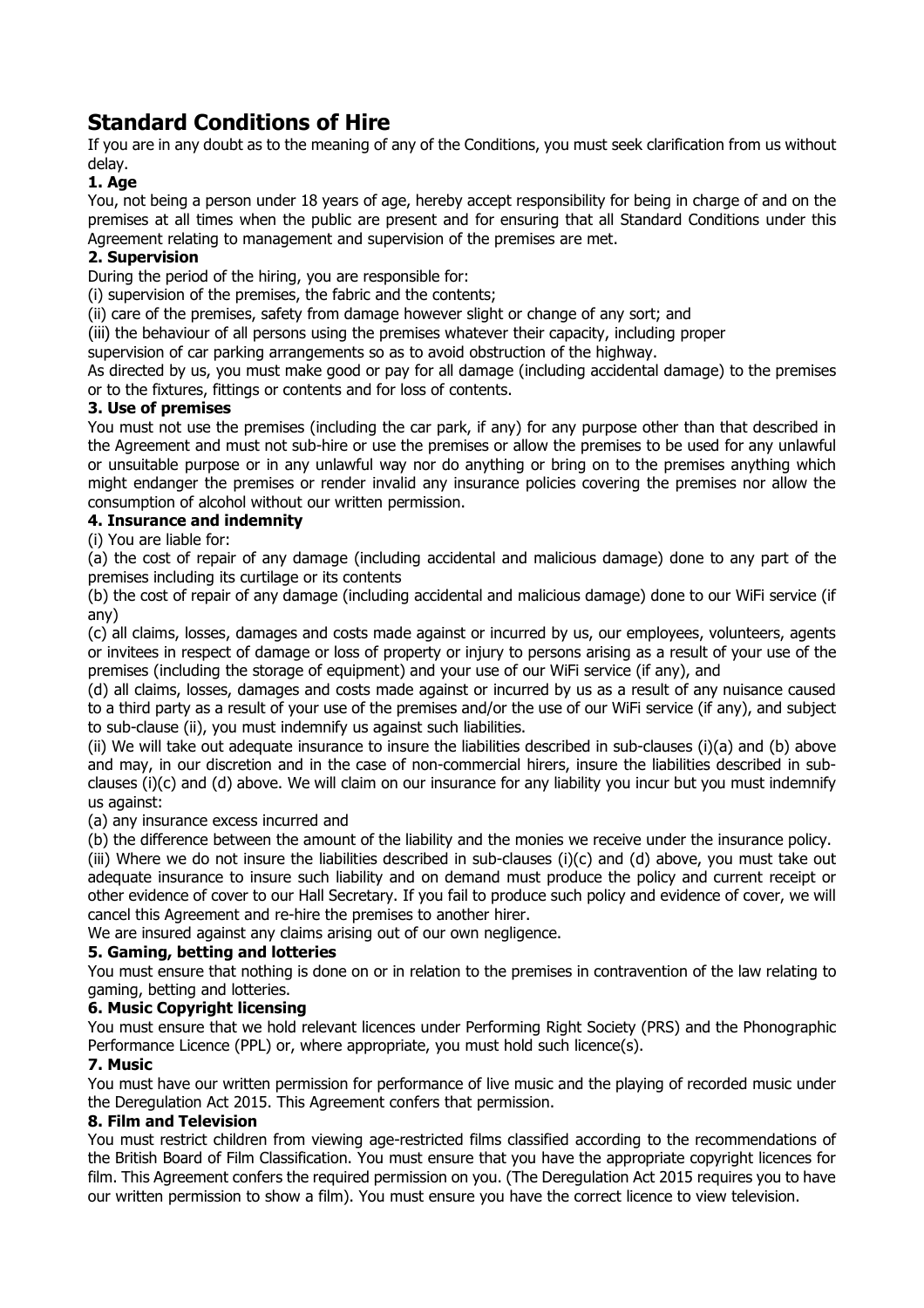# Standard Conditions of Hire

If you are in any doubt as to the meaning of any of the Conditions, you must seek clarification from us without delay.

**1. Age**

You, not being a person under 18 years of age, hereby accept responsibility for being in charge of and on the premises at all times when the public are present and for ensuring that all Standard Conditions under this Agreement relating to management and supervision of the premises are met.

**2. Supervision**

During the period of the hiring, you are responsible for:

(i) supervision of the premises, the fabric and the contents;

(ii) care of the premises, safety from damage however slight or change of any sort; and

(iii) the behaviour of all persons using the premises whatever their capacity, including proper supervision of car parking arrangements so as to avoid obstruction of the highway.

As directed by us, you must make good or pay for all damage (including accidental damage) to the premises or to the fixtures, fittings or contents and for loss of contents.

**3. Use of premises**

You must not use the premises (including the car park, if any) for any purpose other than that described in the Agreement and must not sub-hire or use the premises or allow the premises to be used for any unlawful or unsuitable purpose or in any unlawful way nor do anything or bring on to the premises anything which might endanger the premises or render invalid any insurance policies covering the premises nor allow the consumption of alcohol without our written permission.

**4. Insurance and indemnity**

(i) You are liable for:

(a) the cost of repair of any damage (including accidental and malicious damage) done to any part of the premises including its curtilage or its contents

(b) the cost of repair of any damage (including accidental and malicious damage) done to our WiFi service (if any)

(c) all claims, losses, damages and costs made against or incurred by us, our employees, volunteers, agents or invitees in respect of damage or loss of property or injury to persons arising as a result of your use of the premises (including the storage of equipment) and your use of our WiFi service (if any), and

(d) all claims, losses, damages and costs made against or incurred by us as a result of any nuisance caused to a third party as a result of your use of the premises and/or the use of our WiFi service (if any), and subject to sub-clause (ii), you must indemnify us against such liabilities.

(ii) We will take out adequate insurance to insure the liabilities described in sub-clauses (i)(a) and (b) above and may, in our discretion and in the case of non-commercial hirers, insure the liabilities described in sub-clauses (i)(c) and (d) above. We will claim on our insurance for any liability you incur but you must indemnify us against:

(a) any insurance excess incurred and

(b) the difference between the amount of the liability and the monies we receive under the insurance policy.

(iii) Where we do not insure the liabilities described in sub-clauses (i)(c) and (d) above, you must take out adequate insurance to insure such liability and on demand must produce the policy and current receipt or other evidence of cover to our Hall Secretary. If you fail to produce such policy and evidence of cover, we will cancel this Agreement and re-hire the premises to another hirer.

We are insured against any claims arising out of our own negligence.

**5. Gaming, betting and lotteries**

You must ensure that nothing is done on or in relation to the premises in contravention of the law relating to gaming, betting and lotteries.

**6. Music Copyright licensing**

You must ensure that we hold relevant licences under Performing Right Society (PRS) and the Phonographic Performance Licence (PPL) or, where appropriate, you must hold such licence(s).

**7. Music**

You must have our written permission for performance of live music and the playing of recorded music under the Deregulation Act 2015. This Agreement confers that permission.

**8. Film and Television**

You must restrict children from viewing age-restricted films classified according to the recommendations of the British Board of Film Classification. You must ensure that you have the appropriate copyright licences for film. This Agreement confers the required permission on you. (The Deregulation Act 2015 requires you to have our written permission to show a film). You must ensure you have the correct licence to view television.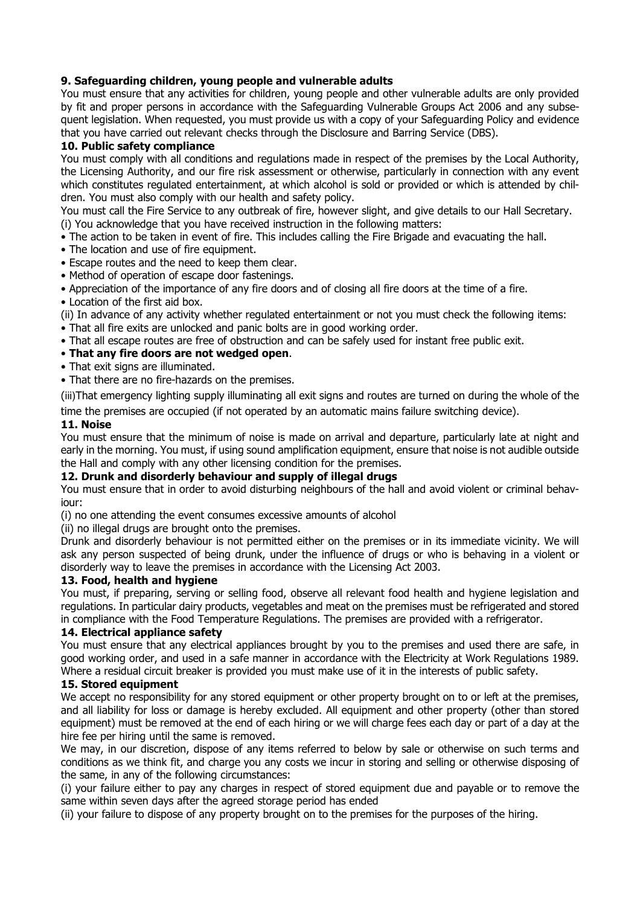**9. Safeguarding children, young people and vulnerable adults**

You must ensure that any activities for children, young people and other vulnerable adults are only provided by fit and proper persons in accordance with the Safeguarding Vulnerable Groups Act 2006 and any subsequent legislation. When requested, you must provide us with a copy of your Safeguarding Policy and evidence that you have carried out relevant checks through the Disclosure and Barring Service (DBS).

**10. Public safety compliance**

You must comply with all conditions and regulations made in respect of the premises by the Local Authority, the Licensing Authority, and our fire risk assessment or otherwise, particularly in connection with any event which constitutes regulated entertainment, at which alcohol is sold or provided or which is attended by children. You must also comply with our health and safety policy.

You must call the Fire Service to any outbreak of fire, however slight, and give details to our Hall Secretary.

(i) You acknowledge that you have received instruction in the following matters:

- The action to be taken in event of fire. This includes calling the Fire Brigade and evacuating the hall.
- The location and use of fire equipment.
- Escape routes and the need to keep them clear.
- Method of operation of escape door fastenings.
- Appreciation of the importance of any fire doors and of closing all fire doors at the time of a fire.
- Location of the first aid box.

(ii) In advance of any activity whether regulated entertainment or not you must check the following items:

- That all fire exits are unlocked and panic bolts are in good working order.
- That all escape routes are free of obstruction and can be safely used for instant free public exit.
- **That any fire doors are not wedged open**.
- That exit signs are illuminated.
- That there are no fire-hazards on the premises.

(iii)That emergency lighting supply illuminating all exit signs and routes are turned on during the whole of the time the premises are occupied (if not operated by an automatic mains failure switching device).

**11. Noise**

You must ensure that the minimum of noise is made on arrival and departure, particularly late at night and early in the morning. You must, if using sound amplification equipment, ensure that noise is not audible outside the Hall and comply with any other licensing condition for the premises.

**12. Drunk and disorderly behaviour and supply of illegal drugs**

You must ensure that in order to avoid disturbing neighbours of the hall and avoid violent or criminal behaviour:

(i) no one attending the event consumes excessive amounts of alcohol

(ii) no illegal drugs are brought onto the premises.

Drunk and disorderly behaviour is not permitted either on the premises or in its immediate vicinity. We will ask any person suspected of being drunk, under the influence of drugs or who is behaving in a violent or disorderly way to leave the premises in accordance with the Licensing Act 2003.

**13. Food, health and hygiene**

You must, if preparing, serving or selling food, observe all relevant food health and hygiene legislation and regulations. In particular dairy products, vegetables and meat on the premises must be refrigerated and stored in compliance with the Food Temperature Regulations. The premises are provided with a refrigerator.

**14. Electrical appliance safety**

You must ensure that any electrical appliances brought by you to the premises and used there are safe, in good working order, and used in a safe manner in accordance with the Electricity at Work Regulations 1989. Where a residual circuit breaker is provided you must make use of it in the interests of public safety.

**15. Stored equipment**

We accept no responsibility for any stored equipment or other property brought on to or left at the premises, and all liability for loss or damage is hereby excluded. All equipment and other property (other than stored equipment) must be removed at the end of each hiring or we will charge fees each day or part of a day at the hire fee per hiring until the same is removed.

We may, in our discretion, dispose of any items referred to below by sale or otherwise on such terms and conditions as we think fit, and charge you any costs we incur in storing and selling or otherwise disposing of the same, in any of the following circumstances:

(i) your failure either to pay any charges in respect of stored equipment due and payable or to remove the same within seven days after the agreed storage period has ended

(ii) your failure to dispose of any property brought on to the premises for the purposes of the hiring.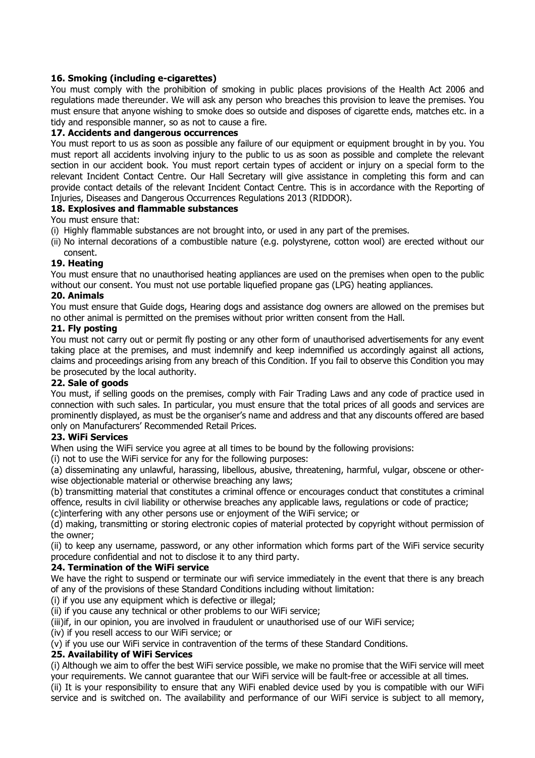**16. Smoking (including e-cigarettes)**

You must comply with the prohibition of smoking in public places provisions of the Health Act 2006 and regulations made thereunder. We will ask any person who breaches this provision to leave the premises. You must ensure that anyone wishing to smoke does so outside and disposes of cigarette ends, matches etc. in a tidy and responsible manner, so as not to cause a fire.

**17. Accidents and dangerous occurrences**

You must report to us as soon as possible any failure of our equipment or equipment brought in by you. You must report all accidents involving injury to the public to us as soon as possible and complete the relevant section in our accident book. You must report certain types of accident or injury on a special form to the relevant Incident Contact Centre. Our Hall Secretary will give assistance in completing this form and can provide contact details of the relevant Incident Contact Centre. This is in accordance with the Reporting of Injuries, Diseases and Dangerous Occurrences Regulations 2013 (RIDDOR).

**18. Explosives and flammable substances**

You must ensure that:

(i) Highly flammable substances are not brought into, or used in any part of the premises.

(ii) No internal decorations of a combustible nature (e.g. polystyrene, cotton wool) are erected without our consent.

**19. Heating**

You must ensure that no unauthorised heating appliances are used on the premises when open to the public without our consent. You must not use portable liquefied propane gas (LPG) heating appliances.

**20. Animals**

You must ensure that Guide dogs, Hearing dogs and assistance dog owners are allowed on the premises but no other animal is permitted on the premises without prior written consent from the Hall.

**21. Fly posting**

You must not carry out or permit fly posting or any other form of unauthorised advertisements for any event taking place at the premises, and must indemnify and keep indemnified us accordingly against all actions, claims and proceedings arising from any breach of this Condition. If you fail to observe this Condition you may be prosecuted by the local authority.

**22. Sale of goods**

You must, if selling goods on the premises, comply with Fair Trading Laws and any code of practice used in connection with such sales. In particular, you must ensure that the total prices of all goods and services are prominently displayed, as must be the organiser's name and address and that any discounts offered are based only on Manufacturers' Recommended Retail Prices.

**23. WiFi Services**

When using the WiFi service you agree at all times to be bound by the following provisions:

(i) not to use the WiFi service for any for the following purposes:

(a) disseminating any unlawful, harassing, libellous, abusive, threatening, harmful, vulgar, obscene or otherwise objectionable material or otherwise breaching any laws;

(b) transmitting material that constitutes a criminal offence or encourages conduct that constitutes a criminal offence, results in civil liability or otherwise breaches any applicable laws, regulations or code of practice;

(c)interfering with any other persons use or enjoyment of the WiFi service; or

(d) making, transmitting or storing electronic copies of material protected by copyright without permission of the owner;

(ii) to keep any username, password, or any other information which forms part of the WiFi service security procedure confidential and not to disclose it to any third party.

**24. Termination of the WiFi service**

We have the right to suspend or terminate our wifi service immediately in the event that there is any breach of any of the provisions of these Standard Conditions including without limitation:

(i) if you use any equipment which is defective or illegal;

(ii) if you cause any technical or other problems to our WiFi service;

(iii)if, in our opinion, you are involved in fraudulent or unauthorised use of our WiFi service;

(iv) if you resell access to our WiFi service; or

(v) if you use our WiFi service in contravention of the terms of these Standard Conditions.

**25. Availability of WiFi Services**

(i) Although we aim to offer the best WiFi service possible, we make no promise that the WiFi service will meet your requirements. We cannot guarantee that our WiFi service will be fault-free or accessible at all times.

(ii) It is your responsibility to ensure that any WiFi enabled device used by you is compatible with our WiFi service and is switched on. The availability and performance of our WiFi service is subject to all memory,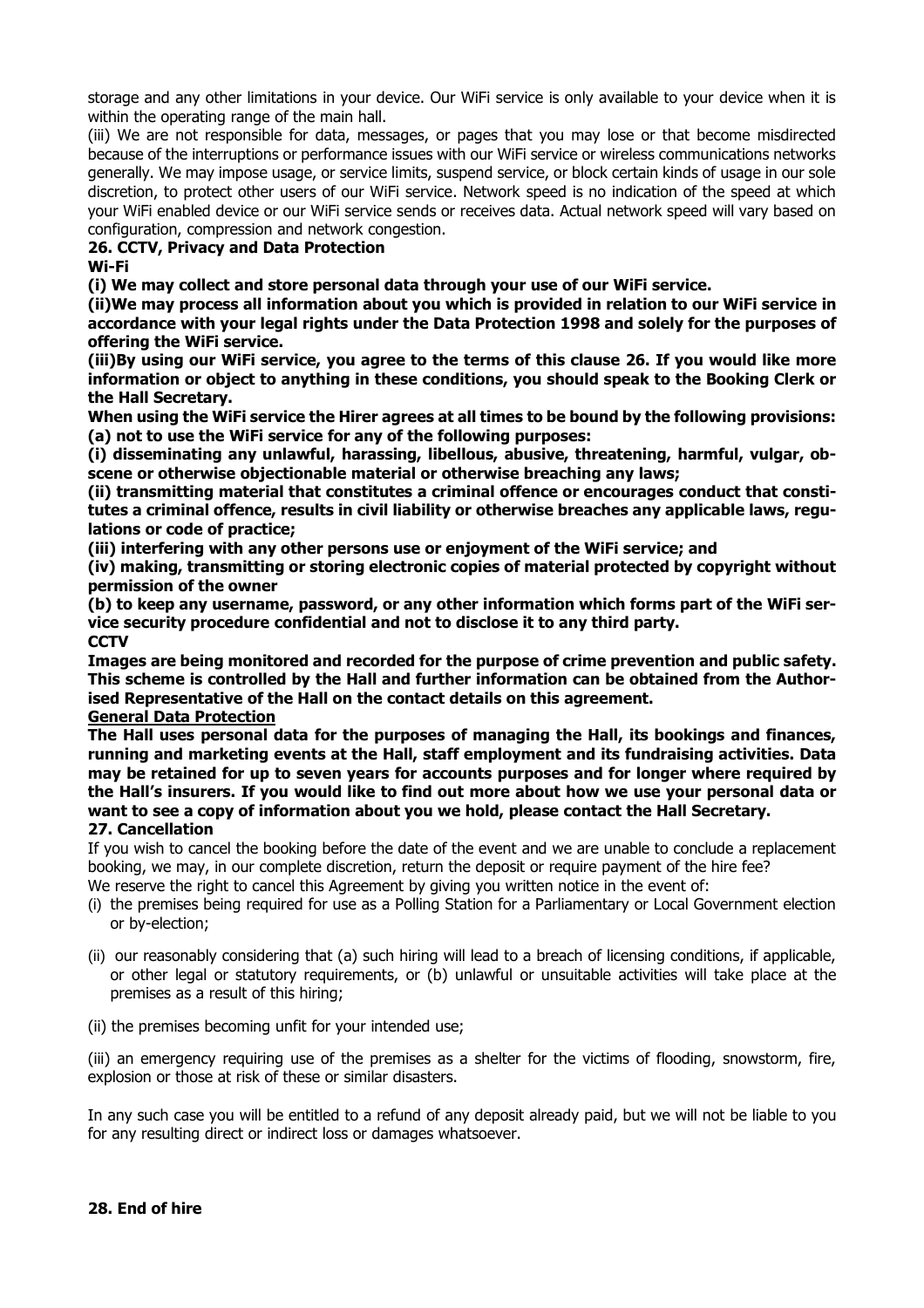storage and any other limitations in your device. Our WiFi service is only available to your device when it is within the operating range of the main hall.

(iii) We are not responsible for data, messages, or pages that you may lose or that become misdirected because of the interruptions or performance issues with our WiFi service or wireless communications networks generally. We may impose usage, or service limits, suspend service, or block certain kinds of usage in our sole discretion, to protect other users of our WiFi service. Network speed is no indication of the speed at which your WiFi enabled device or our WiFi service sends or receives data. Actual network speed will vary based on configuration, compression and network congestion.

**26. CCTV, Privacy and Data Protection**

**Wi-Fi**

**(i) We may collect and store personal data through your use of our WiFi service.**

**(ii)We may process all information about you which is provided in relation to our WiFi service in accordance with your legal rights under the Data Protection 1998 and solely for the purposes of offering the WiFi service.**

**(iii)By using our WiFi service, you agree to the terms of this clause 26. If you would like more information or object to anything in these conditions, you should speak to the Booking Clerk or the Hall Secretary.**

**When using the WiFi service the Hirer agrees at all times to be bound by the following provisions:**

**(a) not to use the WiFi service for any of the following purposes:**

**(i) disseminating any unlawful, harassing, libellous, abusive, threatening, harmful, vulgar, obscene or otherwise objectionable material or otherwise breaching any laws;**

**(ii) transmitting material that constitutes a criminal offence or encourages conduct that constitutes a criminal offence, results in civil liability or otherwise breaches any applicable laws, regulations or code of practice;**

**(iii) interfering with any other persons use or enjoyment of the WiFi service; and**

**(iv) making, transmitting or storing electronic copies of material protected by copyright without permission of the owner**

**(b) to keep any username, password, or any other information which forms part of the WiFi service security procedure confidential and not to disclose it to any third party.**

**CCTV**

**Images are being monitored and recorded for the purpose of crime prevention and public safety. This scheme is controlled by the Hall and further information can be obtained from the Authorised Representative of the Hall on the contact details on this agreement.**

**<u>General Data Protection</u>**

**The Hall uses personal data for the purposes of managing the Hall, its bookings and finances, running and marketing events at the Hall, staff employment and its fundraising activities. Data may be retained for up to seven years for accounts purposes and for longer where required by the Hall's insurers. If you would like to find out more about how we use your personal data or want to see a copy of information about you we hold, please contact the Hall Secretary.**

**27. Cancellation**

If you wish to cancel the booking before the date of the event and we are unable to conclude a replacement booking, we may, in our complete discretion, return the deposit or require payment of the hire fee?

We reserve the right to cancel this Agreement by giving you written notice in the event of:

(i) the premises being required for use as a Polling Station for a Parliamentary or Local Government election or by-election;

(ii) our reasonably considering that (a) such hiring will lead to a breach of licensing conditions, if applicable, or other legal or statutory requirements, or (b) unlawful or unsuitable activities will take place at the premises as a result of this hiring;

(ii) the premises becoming unfit for your intended use;

(iii) an emergency requiring use of the premises as a shelter for the victims of flooding, snowstorm, fire, explosion or those at risk of these or similar disasters.

In any such case you will be entitled to a refund of any deposit already paid, but we will not be liable to you for any resulting direct or indirect loss or damages whatsoever.

**28. End of hire**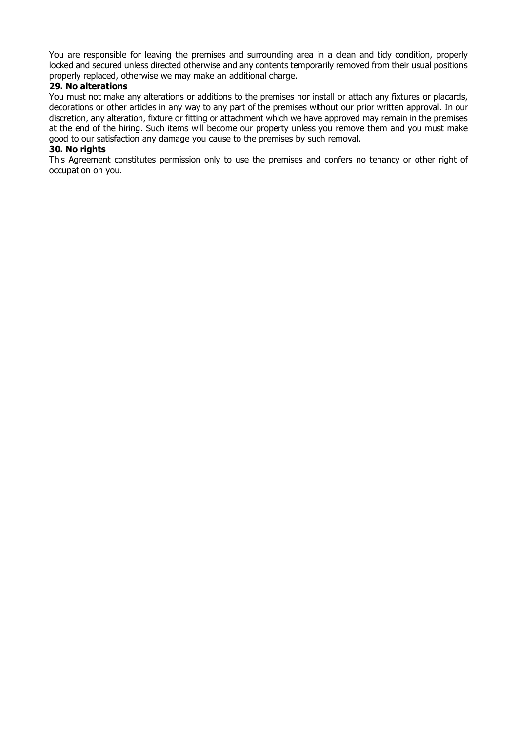You are responsible for leaving the premises and surrounding area in a clean and tidy condition, properly locked and secured unless directed otherwise and any contents temporarily removed from their usual positions properly replaced, otherwise we may make an additional charge.

**29. No alterations**

You must not make any alterations or additions to the premises nor install or attach any fixtures or placards, decorations or other articles in any way to any part of the premises without our prior written approval. In our discretion, any alteration, fixture or fitting or attachment which we have approved may remain in the premises at the end of the hiring. Such items will become our property unless you remove them and you must make good to our satisfaction any damage you cause to the premises by such removal.

**30. No rights**

This Agreement constitutes permission only to use the premises and confers no tenancy or other right of occupation on you.